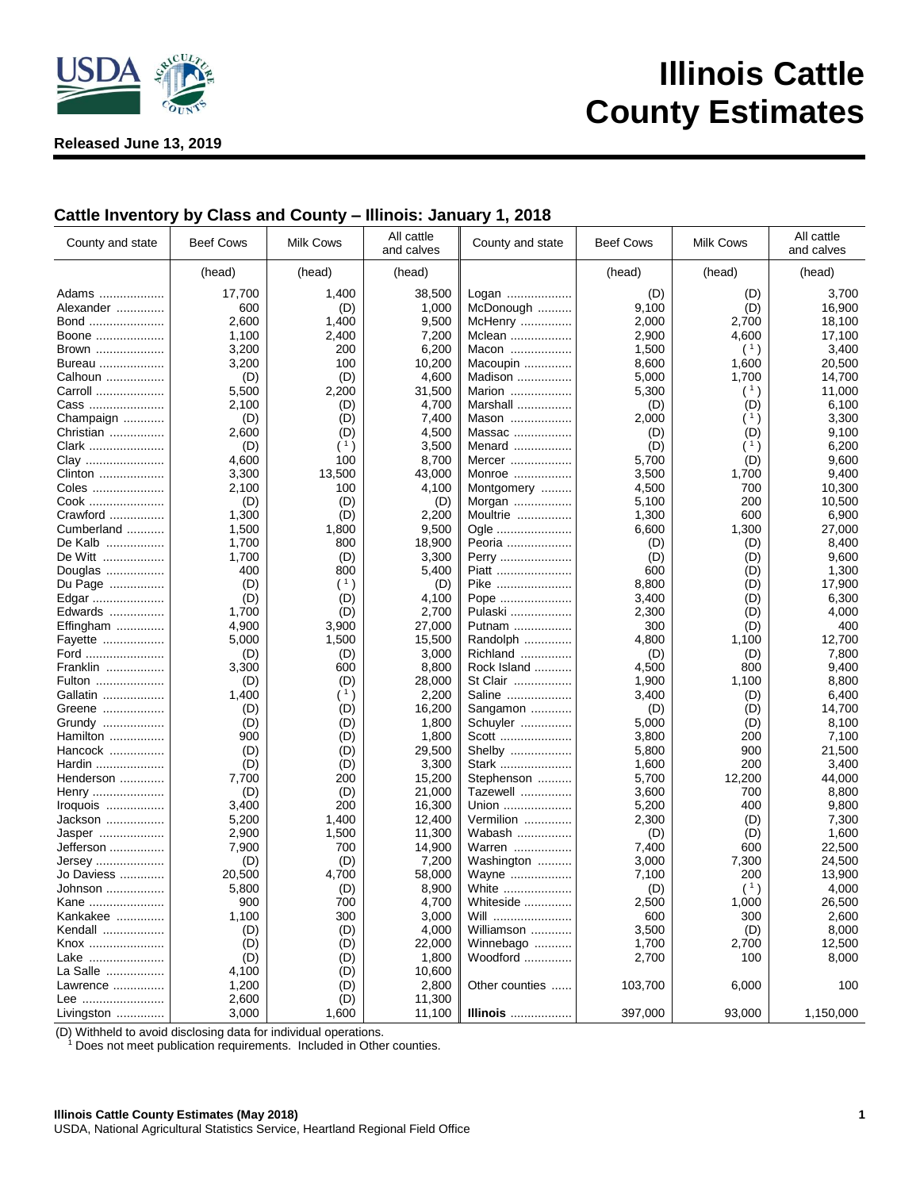# Illinois Cattle County Estimates

**Released June 13, 2019**

## Cattle Inventory by Class and County – Illinois: January 1, 2018

| County and state | Beef Cows | Milk Cows | All cattle and calves | County and state | Beef Cows | Milk Cows | All cattle and calves |
|---|---|---|---|---|---|---|---|
| | (head) | (head) | (head) | | (head) | (head) | (head) |
| Adams | 17,700 | 1,400 | 38,500 | Logan | (D) | (D) | 3,700 |
| Alexander | 600 | (D) | 1,000 | McDonough | 9,100 | (D) | 16,900 |
| Bond | 2,600 | 1,400 | 9,500 | McHenry | 2,000 | 2,700 | 18,100 |
| Boone | 1,100 | 2,400 | 7,200 | Mclean | 2,900 | 4,600 | 17,100 |
| Brown | 3,200 | 200 | 6,200 | Macon | 1,500 | ([1]) | 3,400 |
| Bureau | 3,200 | 100 | 10,200 | Macoupin | 8,600 | 1,600 | 20,500 |
| Calhoun | (D) | (D) | 4,600 | Madison | 5,000 | 1,700 | 14,700 |
| Carroll | 5,500 | 2,200 | 31,500 | Marion | 5,300 | ([1]) | 11,000 |
| Cass | 2,100 | (D) | 4,700 | Marshall | (D) | (D) | 6,100 |
| Champaign | (D) | (D) | 7,400 | Mason | 2,000 | ([1]) | 3,300 |
| Christian | 2,600 | (D) | 4,500 | Massac | (D) | (D) | 9,100 |
| Clark | (D) | ([1]) | 3,500 | Menard | (D) | ([1]) | 6,200 |
| Clay | 4,600 | 100 | 8,700 | Mercer | 5,700 | (D) | 9,600 |
| Clinton | 3,300 | 13,500 | 43,000 | Monroe | 3,500 | 1,700 | 9,400 |
| Coles | 2,100 | 100 | 4,100 | Montgomery | 4,500 | 700 | 10,300 |
| Cook | (D) | (D) | (D) | Morgan | 5,100 | 200 | 10,500 |
| Crawford | 1,300 | (D) | 2,200 | Moultrie | 1,300 | 600 | 6,900 |
| Cumberland | 1,500 | 1,800 | 9,500 | Ogle | 6,600 | 1,300 | 27,000 |
| De Kalb | 1,700 | 800 | 18,900 | Peoria | (D) | (D) | 8,400 |
| De Witt | 1,700 | (D) | 3,300 | Perry | (D) | (D) | 9,600 |
| Douglas | 400 | 800 | 5,400 | Piatt | 600 | (D) | 1,300 |
| Du Page | (D) | ([1]) | (D) | Pike | 8,800 | (D) | 17,900 |
| Edgar | (D) | (D) | 4,100 | Pope | 3,400 | (D) | 6,300 |
| Edwards | 1,700 | (D) | 2,700 | Pulaski | 2,300 | (D) | 4,000 |
| Effingham | 4,900 | 3,900 | 27,000 | Putnam | 300 | (D) | 400 |
| Fayette | 5,000 | 1,500 | 15,500 | Randolph | 4,800 | 1,100 | 12,700 |
| Ford | (D) | (D) | 3,000 | Richland | (D) | (D) | 7,800 |
| Franklin | 3,300 | 600 | 8,800 | Rock Island | 4,500 | 800 | 9,400 |
| Fulton | (D) | (D) | 28,000 | St Clair | 1,900 | 1,100 | 8,800 |
| Gallatin | 1,400 | ([1]) | 2,200 | Saline | 3,400 | (D) | 6,400 |
| Greene | (D) | (D) | 16,200 | Sangamon | (D) | (D) | 14,700 |
| Grundy | (D) | (D) | 1,800 | Schuyler | 5,000 | (D) | 8,100 |
| Hamilton | 900 | (D) | 1,800 | Scott | 3,800 | 200 | 7,100 |
| Hancock | (D) | (D) | 29,500 | Shelby | 5,800 | 900 | 21,500 |
| Hardin | (D) | (D) | 3,300 | Stark | 1,600 | 200 | 3,400 |
| Henderson | 7,700 | 200 | 15,200 | Stephenson | 5,700 | 12,200 | 44,000 |
| Henry | (D) | (D) | 21,000 | Tazewell | 3,600 | 700 | 8,800 |
| Iroquois | 3,400 | 200 | 16,300 | Union | 5,200 | 400 | 9,800 |
| Jackson | 5,200 | 1,400 | 12,400 | Vermilion | 2,300 | (D) | 7,300 |
| Jasper | 2,900 | 1,500 | 11,300 | Wabash | (D) | (D) | 1,600 |
| Jefferson | 7,900 | 700 | 14,900 | Warren | 7,400 | 600 | 22,500 |
| Jersey | (D) | (D) | 7,200 | Washington | 3,000 | 7,300 | 24,500 |
| Jo Daviess | 20,500 | 4,700 | 58,000 | Wayne | 7,100 | 200 | 13,900 |
| Johnson | 5,800 | (D) | 8,900 | White | (D) | ([1]) | 4,000 |
| Kane | 900 | 700 | 4,700 | Whiteside | 2,500 | 1,000 | 26,500 |
| Kankakee | 1,100 | 300 | 3,000 | Will | 600 | 300 | 2,600 |
| Kendall | (D) | (D) | 4,000 | Williamson | 3,500 | (D) | 8,000 |
| Knox | (D) | (D) | 22,000 | Winnebago | 1,700 | 2,700 | 12,500 |
| Lake | (D) | (D) | 1,800 | Woodford | 2,700 | 100 | 8,000 |
| La Salle | 4,100 | (D) | 10,600 | | | | |
| Lawrence | 1,200 | (D) | 2,800 | Other counties | 103,700 | 6,000 | 100 |
| Lee | 2,600 | (D) | 11,300 | | | | |
| Livingston | 3,000 | 1,600 | 11,100 | **Illinois** | 397,000 | 93,000 | 1,150,000 |

(D) Withheld to avoid disclosing data for individual operations.
[1] Does not meet publication requirements. Included in Other counties.

**Illinois Cattle County Estimates (May 2018)**
USDA, National Agricultural Statistics Service, Heartland Regional Field Office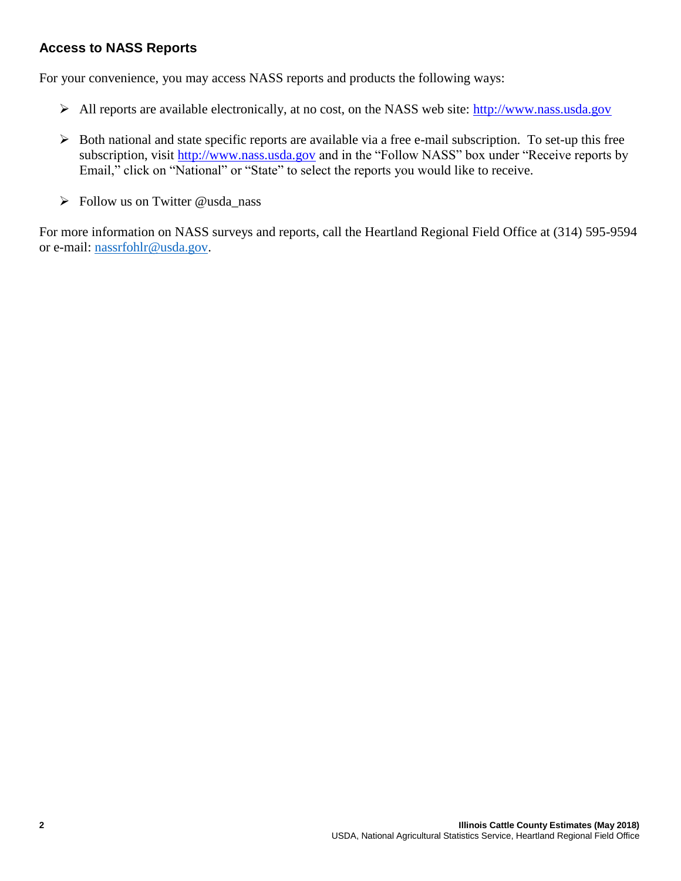## Access to NASS Reports

For your convenience, you may access NASS reports and products the following ways:

- All reports are available electronically, at no cost, on the NASS web site: http://www.nass.usda.gov
- Both national and state specific reports are available via a free e-mail subscription. To set-up this free subscription, visit http://www.nass.usda.gov and in the "Follow NASS" box under "Receive reports by Email," click on "National" or "State" to select the reports you would like to receive.
- Follow us on Twitter @usda_nass

For more information on NASS surveys and reports, call the Heartland Regional Field Office at (314) 595-9594 or e-mail: nassrfohlr@usda.gov.